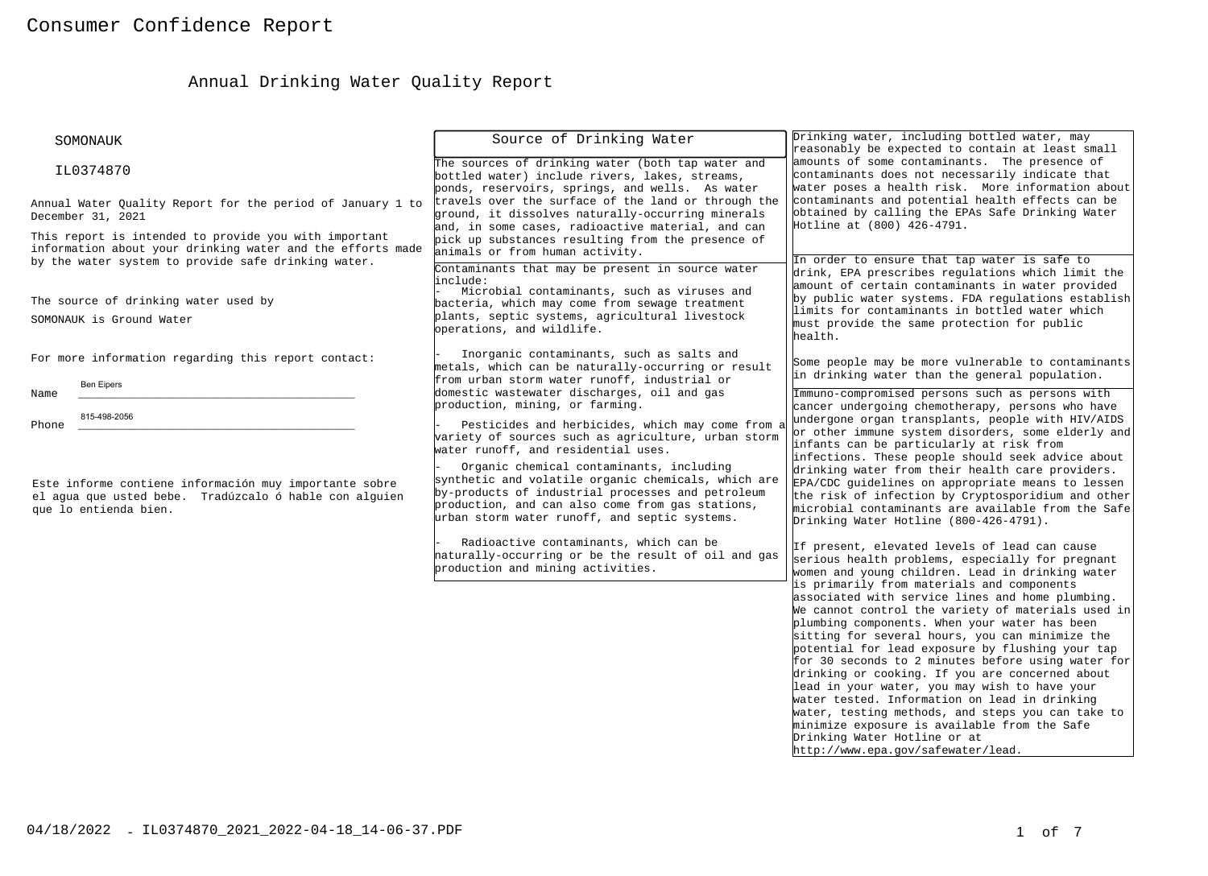# Consumer Confidence Report

## Annual Drinking Water Quality Report

SOMONAUK

IL0374870

Annual Water Quality Report for the period of January 1 to December 31, 2021

This report is intended to provide you with important information about your drinking water and the efforts made by the water system to provide safe drinking water.

The source of drinking water used by SOMONAUK is Ground Water

For more information regarding this report contact:

Name Ben Eipers

Phone 815-498-2056

Este informe contiene información muy importante sobre el agua que usted bebe. Tradúzcalo ó hable con alguien que lo entienda bien.

### Source of Drinking Water

The sources of drinking water (both tap water and bottled water) include rivers, lakes, streams, ponds, reservoirs, springs, and wells. As water travels over the surface of the land or through the ground, it dissolves naturally-occurring minerals and, in some cases, radioactive material, and can pick up substances resulting from the presence of animals or from human activity.

Contaminants that may be present in source water include:

- Microbial contaminants, such as viruses and bacteria, which may come from sewage treatment plants, septic systems, agricultural livestock operations, and wildlife.
- Inorganic contaminants, such as salts and metals, which can be naturally-occurring or result from urban storm water runoff, industrial or domestic wastewater discharges, oil and gas production, mining, or farming.
- Pesticides and herbicides, which may come from a variety of sources such as agriculture, urban storm water runoff, and residential uses.
- Organic chemical contaminants, including synthetic and volatile organic chemicals, which are by-products of industrial processes and petroleum production, and can also come from gas stations, urban storm water runoff, and septic systems.
- Radioactive contaminants, which can be naturally-occurring or be the result of oil and gas production and mining activities.

Drinking water, including bottled water, may reasonably be expected to contain at least small amounts of some contaminants. The presence of contaminants does not necessarily indicate that water poses a health risk. More information about contaminants and potential health effects can be obtained by calling the EPAs Safe Drinking Water Hotline at (800) 426-4791.

In order to ensure that tap water is safe to drink, EPA prescribes regulations which limit the amount of certain contaminants in water provided by public water systems. FDA regulations establish limits for contaminants in bottled water which must provide the same protection for public health.

Some people may be more vulnerable to contaminants in drinking water than the general population.

Immuno-compromised persons such as persons with cancer undergoing chemotherapy, persons who have undergone organ transplants, people with HIV/AIDS or other immune system disorders, some elderly and infants can be particularly at risk from infections. These people should seek advice about drinking water from their health care providers. EPA/CDC guidelines on appropriate means to lessen the risk of infection by Cryptosporidium and other microbial contaminants are available from the Safe Drinking Water Hotline (800-426-4791).

If present, elevated levels of lead can cause serious health problems, especially for pregnant women and young children. Lead in drinking water is primarily from materials and components associated with service lines and home plumbing. We cannot control the variety of materials used in plumbing components. When your water has been sitting for several hours, you can minimize the potential for lead exposure by flushing your tap for 30 seconds to 2 minutes before using water for drinking or cooking. If you are concerned about lead in your water, you may wish to have your water tested. Information on lead in drinking water, testing methods, and steps you can take to minimize exposure is available from the Safe Drinking Water Hotline or at http://www.epa.gov/safewater/lead.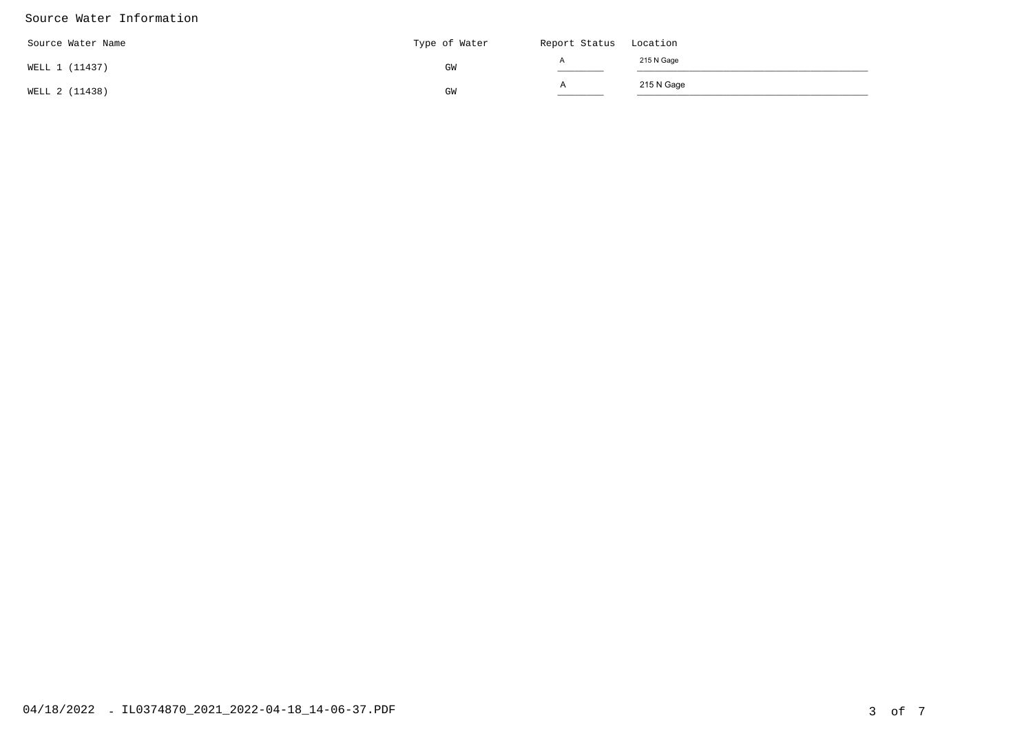## Source Water Information

| Source Water Name | Type of Water | Report Status | Location |
|---|---|---|---|
| WELL 1 (11437) | GW | A | 215 N Gage |
| WELL 2 (11438) | GW | A | 215 N Gage |

04/18/2022 - IL0374870_2021_2022-04-18_14-06-37.PDF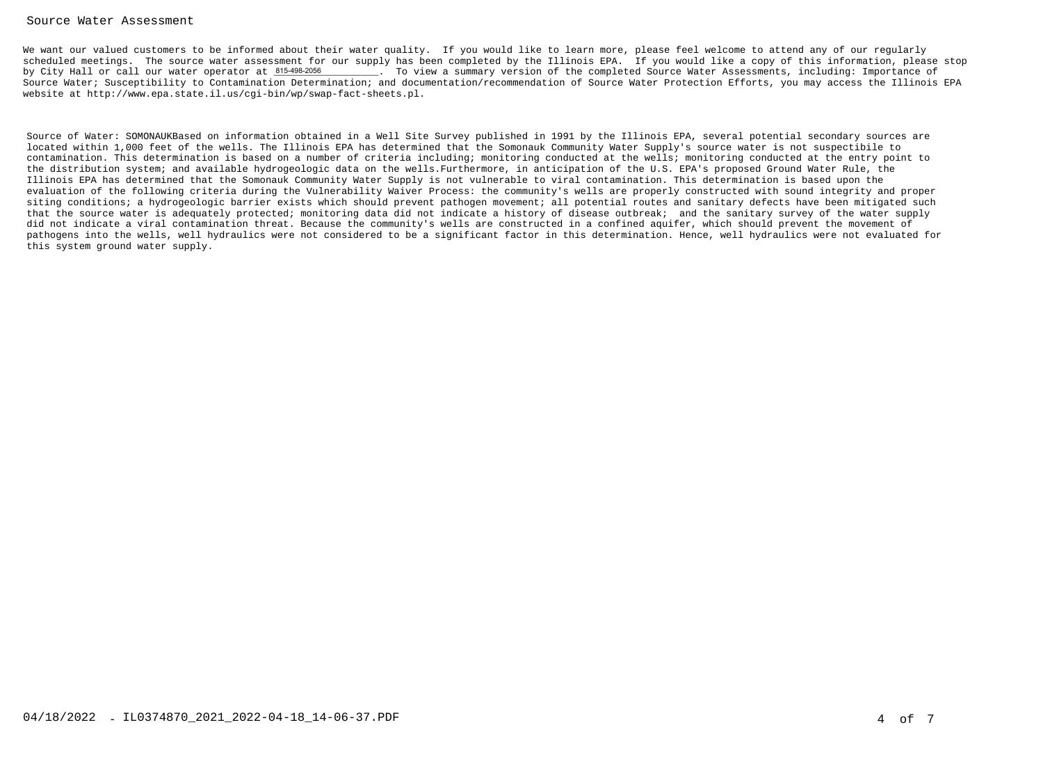## Source Water Assessment

We want our valued customers to be informed about their water quality. If you would like to learn more, please feel welcome to attend any of our regularly scheduled meetings. The source water assessment for our supply has been completed by the Illinois EPA. If you would like a copy of this information, please stop by City Hall or call our water operator at 815-498-2056. To view a summary version of the completed Source Water Assessments, including: Importance of Source Water; Susceptibility to Contamination Determination; and documentation/recommendation of Source Water Protection Efforts, you may access the Illinois EPA website at http://www.epa.state.il.us/cgi-bin/wp/swap-fact-sheets.pl.

Source of Water: SOMONAUKBased on information obtained in a Well Site Survey published in 1991 by the Illinois EPA, several potential secondary sources are located within 1,000 feet of the wells. The Illinois EPA has determined that the Somonauk Community Water Supply's source water is not suspectibile to contamination. This determination is based on a number of criteria including; monitoring conducted at the wells; monitoring conducted at the entry point to the distribution system; and available hydrogeologic data on the wells.Furthermore, in anticipation of the U.S. EPA's proposed Ground Water Rule, the Illinois EPA has determined that the Somonauk Community Water Supply is not vulnerable to viral contamination. This determination is based upon the evaluation of the following criteria during the Vulnerability Waiver Process: the community's wells are properly constructed with sound integrity and proper siting conditions; a hydrogeologic barrier exists which should prevent pathogen movement; all potential routes and sanitary defects have been mitigated such that the source water is adequately protected; monitoring data did not indicate a history of disease outbreak; and the sanitary survey of the water supply did not indicate a viral contamination threat. Because the community's wells are constructed in a confined aquifer, which should prevent the movement of pathogens into the wells, well hydraulics were not considered to be a significant factor in this determination. Hence, well hydraulics were not evaluated for this system ground water supply.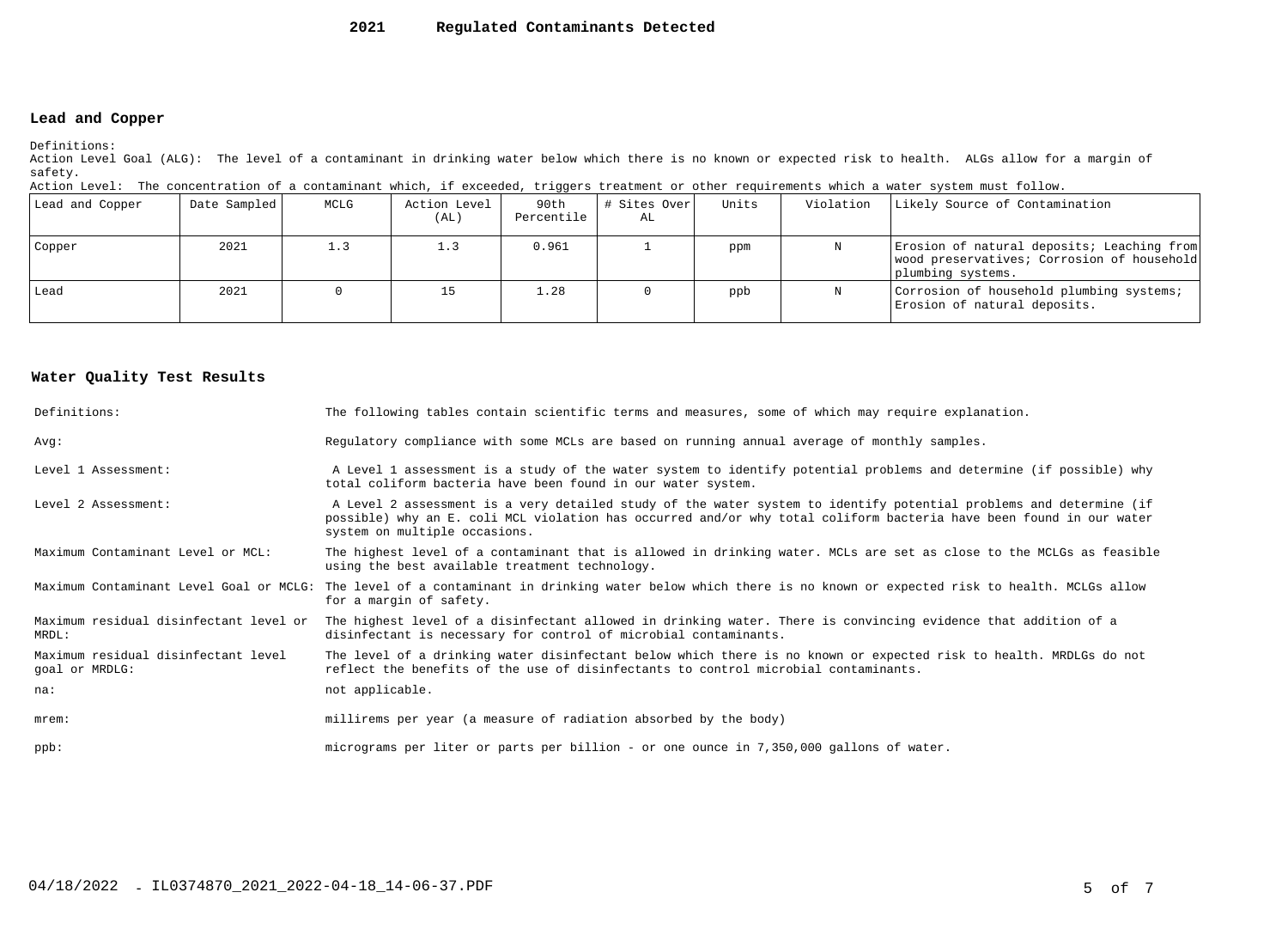# 2021 Regulated Contaminants Detected

## Lead and Copper

Definitions:

Action Level Goal (ALG): The level of a contaminant in drinking water below which there is no known or expected risk to health. ALGs allow for a margin of safety.

Action Level: The concentration of a contaminant which, if exceeded, triggers treatment or other requirements which a water system must follow.

| Lead and Copper | Date Sampled | MCLG | Action Level (AL) | 90th Percentile | # Sites Over AL | Units | Violation | Likely Source of Contamination |
|---|---|---|---|---|---|---|---|---|
| Copper | 2021 | 1.3 | 1.3 | 0.961 | 1 | ppm | N | Erosion of natural deposits; Leaching from wood preservatives; Corrosion of household plumbing systems. |
| Lead | 2021 | 0 | 15 | 1.28 | 0 | ppb | N | Corrosion of household plumbing systems; Erosion of natural deposits. |

## Water Quality Test Results

| | |
|---|---|
| Definitions: | The following tables contain scientific terms and measures, some of which may require explanation. |
| Avg: | Regulatory compliance with some MCLs are based on running annual average of monthly samples. |
| Level 1 Assessment: | A Level 1 assessment is a study of the water system to identify potential problems and determine (if possible) why total coliform bacteria have been found in our water system. |
| Level 2 Assessment: | A Level 2 assessment is a very detailed study of the water system to identify potential problems and determine (if possible) why an E. coli MCL violation has occurred and/or why total coliform bacteria have been found in our water system on multiple occasions. |
| Maximum Contaminant Level or MCL: | The highest level of a contaminant that is allowed in drinking water. MCLs are set as close to the MCLGs as feasible using the best available treatment technology. |
| Maximum Contaminant Level Goal or MCLG: | The level of a contaminant in drinking water below which there is no known or expected risk to health. MCLGs allow for a margin of safety. |
| Maximum residual disinfectant level or MRDL: | The highest level of a disinfectant allowed in drinking water. There is convincing evidence that addition of a disinfectant is necessary for control of microbial contaminants. |
| Maximum residual disinfectant level goal or MRDLG: | The level of a drinking water disinfectant below which there is no known or expected risk to health. MRDLGs do not reflect the benefits of the use of disinfectants to control microbial contaminants. |
| na: | not applicable. |
| mrem: | millirems per year (a measure of radiation absorbed by the body) |
| ppb: | micrograms per liter or parts per billion - or one ounce in 7,350,000 gallons of water. |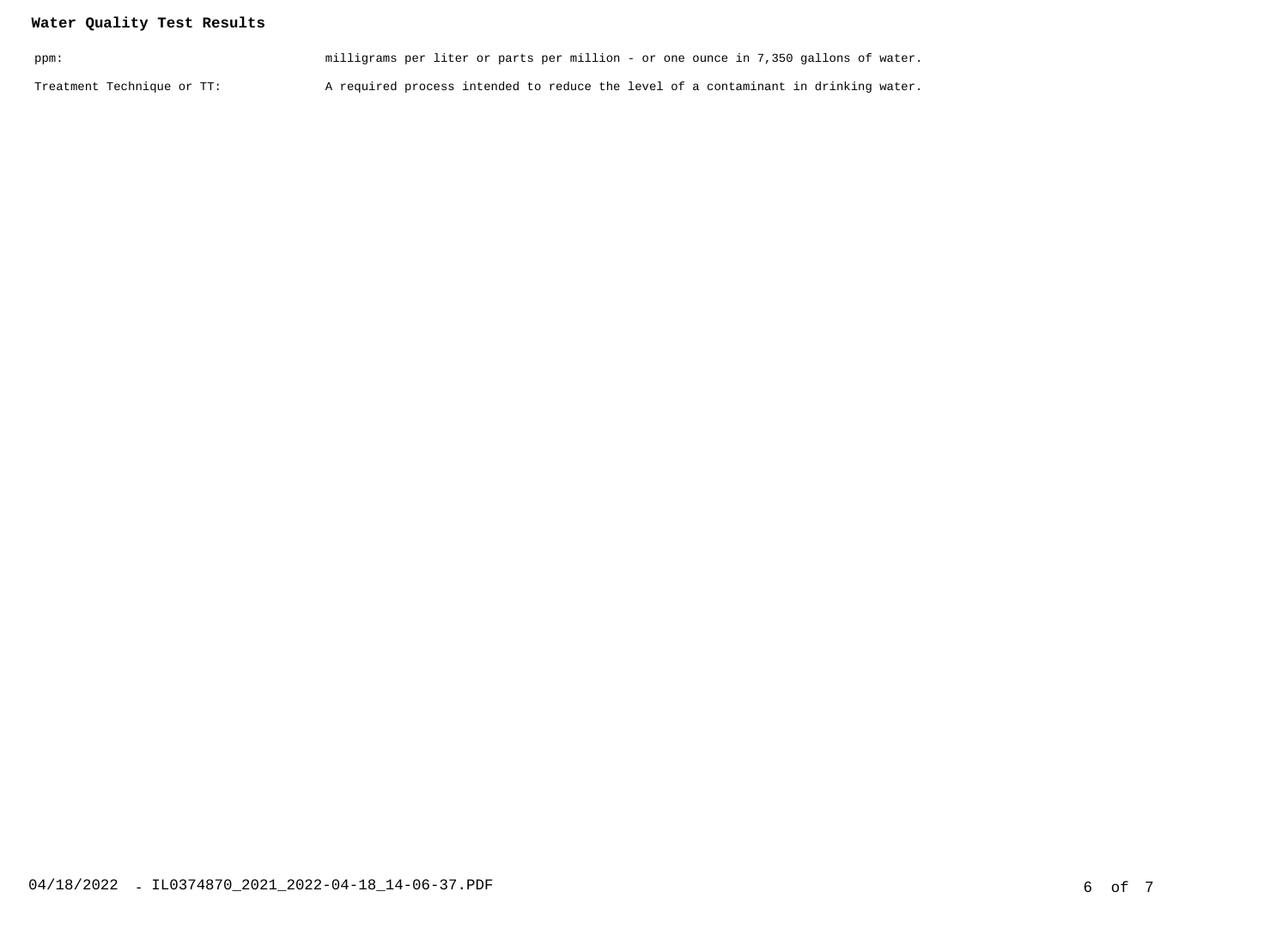**Water Quality Test Results**

| | |
|---|---|
| ppm: | milligrams per liter or parts per million - or one ounce in 7,350 gallons of water. |
| Treatment Technique or TT: | A required process intended to reduce the level of a contaminant in drinking water. |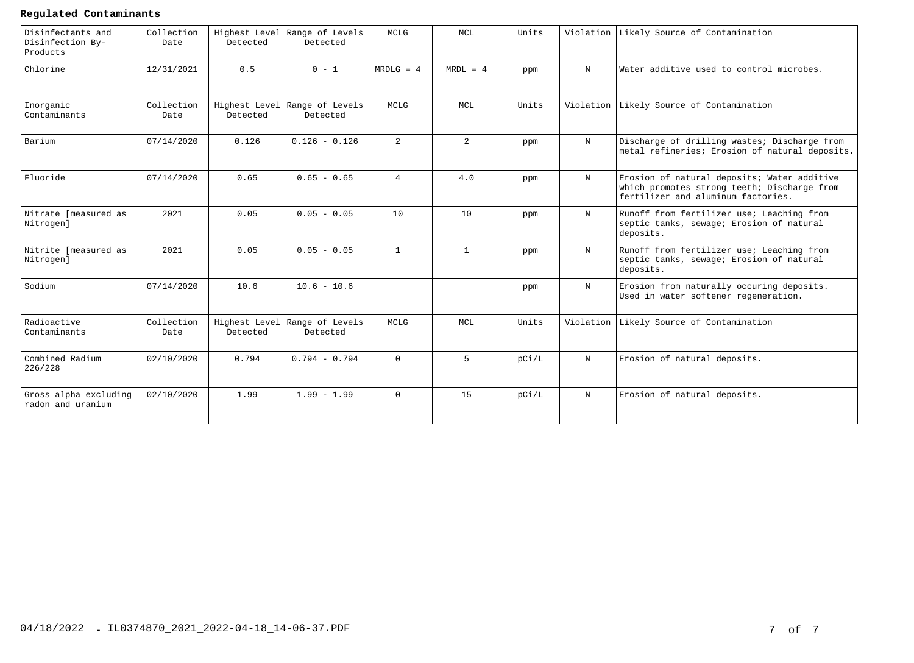**Regulated Contaminants**

| Disinfectants and Disinfection By-Products | Collection Date | Highest Level Detected | Range of Levels Detected | MCLG | MCL | Units | Violation | Likely Source of Contamination |
|---|---|---|---|---|---|---|---|---|
| Chlorine | 12/31/2021 | 0.5 | 0 - 1 | MRDLG = 4 | MRDL = 4 | ppm | N | Water additive used to control microbes. |
| Inorganic Contaminants | Collection Date | Highest Level Detected | Range of Levels Detected | MCLG | MCL | Units | Violation | Likely Source of Contamination |
| Barium | 07/14/2020 | 0.126 | 0.126 - 0.126 | 2 | 2 | ppm | N | Discharge of drilling wastes; Discharge from metal refineries; Erosion of natural deposits. |
| Fluoride | 07/14/2020 | 0.65 | 0.65 - 0.65 | 4 | 4.0 | ppm | N | Erosion of natural deposits; Water additive which promotes strong teeth; Discharge from fertilizer and aluminum factories. |
| Nitrate [measured as Nitrogen] | 2021 | 0.05 | 0.05 - 0.05 | 10 | 10 | ppm | N | Runoff from fertilizer use; Leaching from septic tanks, sewage; Erosion of natural deposits. |
| Nitrite [measured as Nitrogen] | 2021 | 0.05 | 0.05 - 0.05 | 1 | 1 | ppm | N | Runoff from fertilizer use; Leaching from septic tanks, sewage; Erosion of natural deposits. |
| Sodium | 07/14/2020 | 10.6 | 10.6 - 10.6 | | | ppm | N | Erosion from naturally occuring deposits. Used in water softener regeneration. |
| Radioactive Contaminants | Collection Date | Highest Level Detected | Range of Levels Detected | MCLG | MCL | Units | Violation | Likely Source of Contamination |
| Combined Radium 226/228 | 02/10/2020 | 0.794 | 0.794 - 0.794 | 0 | 5 | pCi/L | N | Erosion of natural deposits. |
| Gross alpha excluding radon and uranium | 02/10/2020 | 1.99 | 1.99 - 1.99 | 0 | 15 | pCi/L | N | Erosion of natural deposits. |